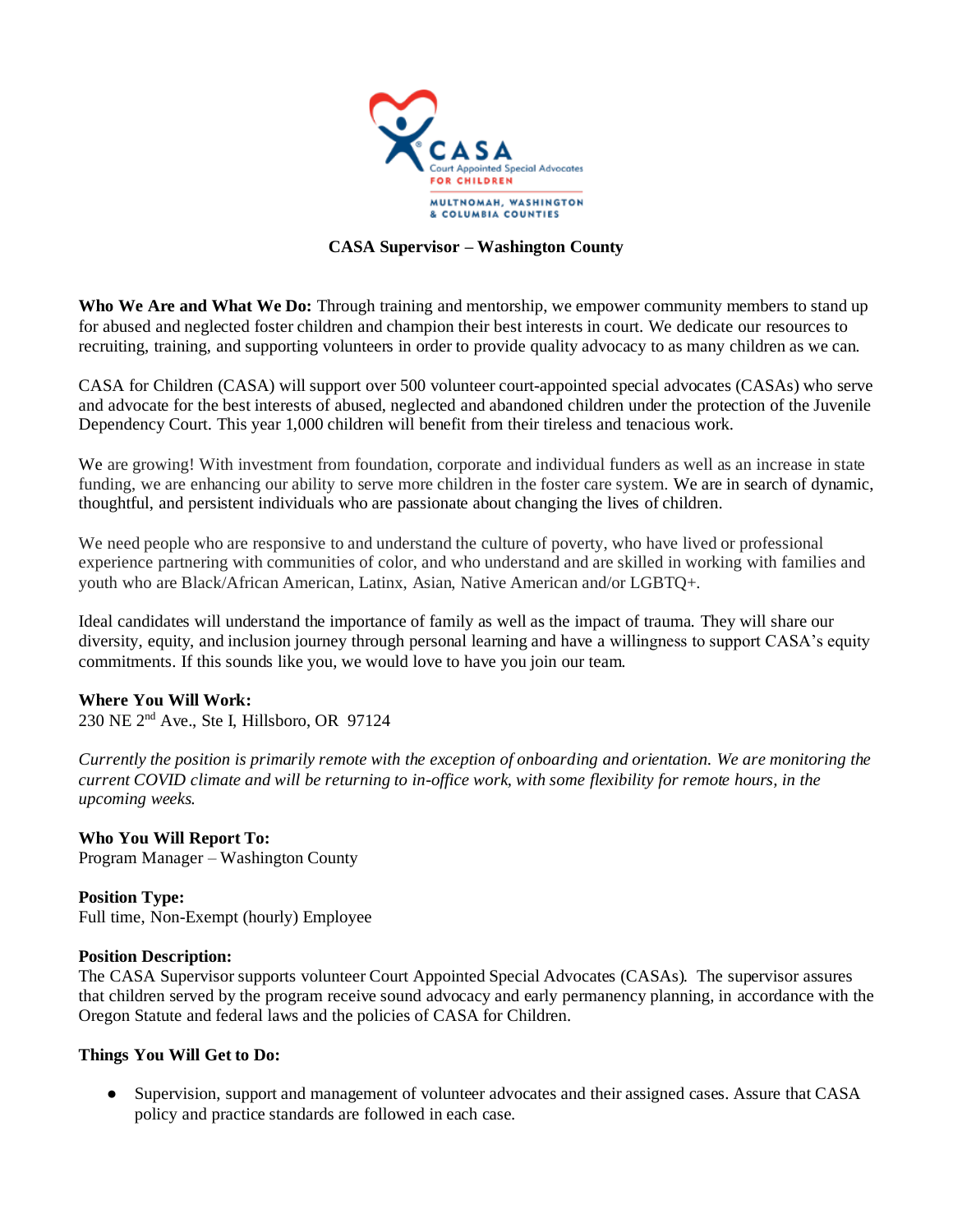# CASA Supervisor – Washington County

**Who We Are and What We Do:** Through training and mentorship, we empower community members to stand up for abused and neglected foster children and champion their best interests in court. We dedicate our resources to recruiting, training, and supporting volunteers in order to provide quality advocacy to as many children as we can.

CASA for Children (CASA) will support over 500 volunteer court-appointed special advocates (CASAs) who serve and advocate for the best interests of abused, neglected and abandoned children under the protection of the Juvenile Dependency Court. This year 1,000 children will benefit from their tireless and tenacious work.

We are growing! With investment from foundation, corporate and individual funders as well as an increase in state funding, we are enhancing our ability to serve more children in the foster care system. We are in search of dynamic, thoughtful, and persistent individuals who are passionate about changing the lives of children.

We need people who are responsive to and understand the culture of poverty, who have lived or professional experience partnering with communities of color, and who understand and are skilled in working with families and youth who are Black/African American, Latinx, Asian, Native American and/or LGBTQ+.

Ideal candidates will understand the importance of family as well as the impact of trauma. They will share our diversity, equity, and inclusion journey through personal learning and have a willingness to support CASA's equity commitments. If this sounds like you, we would love to have you join our team.

**Where You Will Work:**
230 NE 2nd Ave., Ste I, Hillsboro, OR 97124

*Currently the position is primarily remote with the exception of onboarding and orientation. We are monitoring the current COVID climate and will be returning to in-office work, with some flexibility for remote hours, in the upcoming weeks.*

**Who You Will Report To:**
Program Manager – Washington County

**Position Type:**
Full time, Non-Exempt (hourly) Employee

**Position Description:**
The CASA Supervisor supports volunteer Court Appointed Special Advocates (CASAs). The supervisor assures that children served by the program receive sound advocacy and early permanency planning, in accordance with the Oregon Statute and federal laws and the policies of CASA for Children.

**Things You Will Get to Do:**

- Supervision, support and management of volunteer advocates and their assigned cases. Assure that CASA policy and practice standards are followed in each case.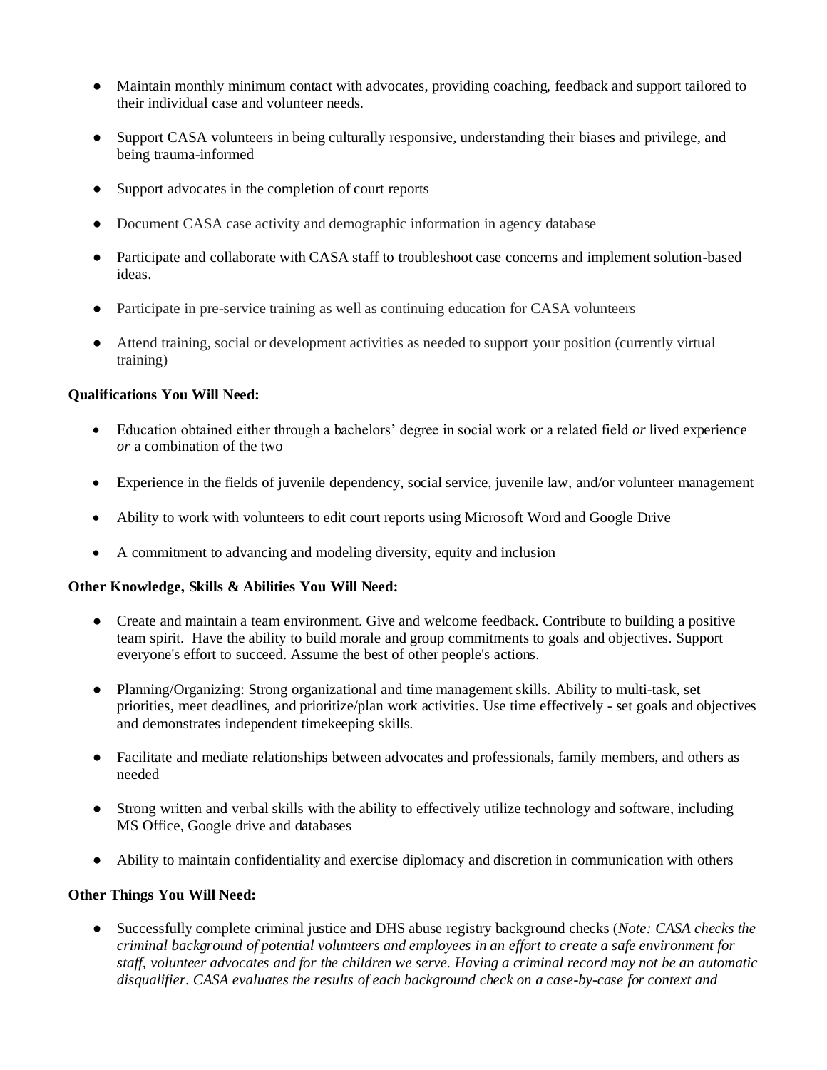- Maintain monthly minimum contact with advocates, providing coaching, feedback and support tailored to their individual case and volunteer needs.
- Support CASA volunteers in being culturally responsive, understanding their biases and privilege, and being trauma-informed
- Support advocates in the completion of court reports
- Document CASA case activity and demographic information in agency database
- Participate and collaborate with CASA staff to troubleshoot case concerns and implement solution-based ideas.
- Participate in pre-service training as well as continuing education for CASA volunteers
- Attend training, social or development activities as needed to support your position (currently virtual training)

**Qualifications You Will Need:**

- Education obtained either through a bachelors' degree in social work or a related field *or* lived experience *or* a combination of the two
- Experience in the fields of juvenile dependency, social service, juvenile law, and/or volunteer management
- Ability to work with volunteers to edit court reports using Microsoft Word and Google Drive
- A commitment to advancing and modeling diversity, equity and inclusion

**Other Knowledge, Skills & Abilities You Will Need:**

- Create and maintain a team environment. Give and welcome feedback. Contribute to building a positive team spirit. Have the ability to build morale and group commitments to goals and objectives. Support everyone's effort to succeed. Assume the best of other people's actions.
- Planning/Organizing: Strong organizational and time management skills. Ability to multi-task, set priorities, meet deadlines, and prioritize/plan work activities. Use time effectively - set goals and objectives and demonstrates independent timekeeping skills.
- Facilitate and mediate relationships between advocates and professionals, family members, and others as needed
- Strong written and verbal skills with the ability to effectively utilize technology and software, including MS Office, Google drive and databases
- Ability to maintain confidentiality and exercise diplomacy and discretion in communication with others

**Other Things You Will Need:**

- Successfully complete criminal justice and DHS abuse registry background checks (*Note: CASA checks the criminal background of potential volunteers and employees in an effort to create a safe environment for staff, volunteer advocates and for the children we serve. Having a criminal record may not be an automatic disqualifier. CASA evaluates the results of each background check on a case-by-case for context and*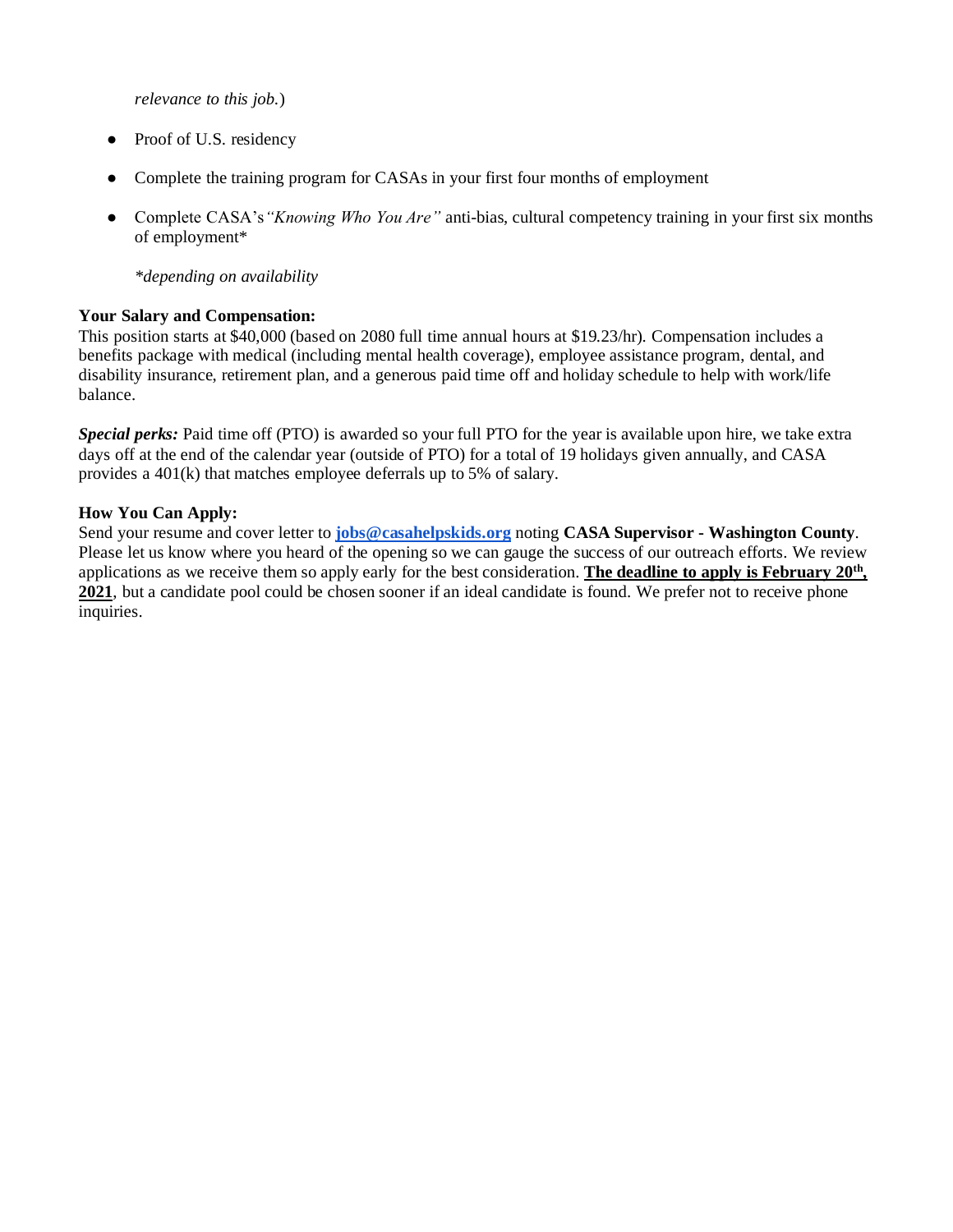*relevance to this job.*)

- Proof of U.S. residency
- Complete the training program for CASAs in your first four months of employment
- Complete CASA's *"Knowing Who You Are"* anti-bias, cultural competency training in your first six months of employment*

  *\*depending on availability*

**Your Salary and Compensation:**
This position starts at $40,000 (based on 2080 full time annual hours at $19.23/hr). Compensation includes a benefits package with medical (including mental health coverage), employee assistance program, dental, and disability insurance, retirement plan, and a generous paid time off and holiday schedule to help with work/life balance.

***Special perks:*** Paid time off (PTO) is awarded so your full PTO for the year is available upon hire, we take extra days off at the end of the calendar year (outside of PTO) for a total of 19 holidays given annually, and CASA provides a 401(k) that matches employee deferrals up to 5% of salary.

**How You Can Apply:**
Send your resume and cover letter to **jobs@casahelpskids.org** noting **CASA Supervisor - Washington County**. Please let us know where you heard of the opening so we can gauge the success of our outreach efforts. We review applications as we receive them so apply early for the best consideration. **The deadline to apply is February 20th, 2021**, but a candidate pool could be chosen sooner if an ideal candidate is found. We prefer not to receive phone inquiries.